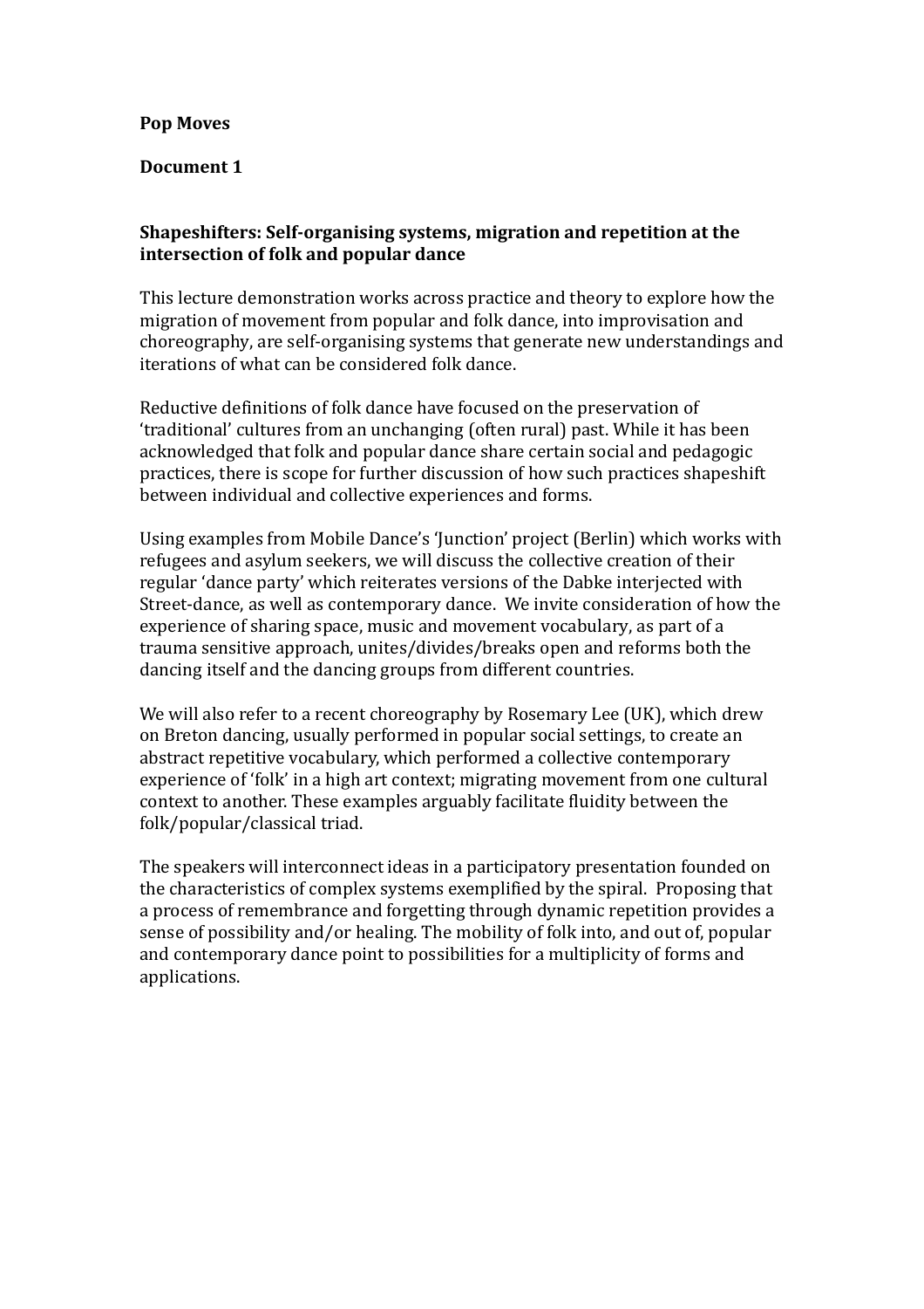**Pop Moves**

**Document 1**

**Shapeshifters: Self-organising systems, migration and repetition at the intersection of folk and popular dance**

This lecture demonstration works across practice and theory to explore how the migration of movement from popular and folk dance, into improvisation and choreography, are self-organising systems that generate new understandings and iterations of what can be considered folk dance.

Reductive definitions of folk dance have focused on the preservation of 'traditional' cultures from an unchanging (often rural) past. While it has been acknowledged that folk and popular dance share certain social and pedagogic practices, there is scope for further discussion of how such practices shapeshift between individual and collective experiences and forms.

Using examples from Mobile Dance's 'Junction' project (Berlin) which works with refugees and asylum seekers, we will discuss the collective creation of their regular 'dance party' which reiterates versions of the Dabke interjected with Street-dance, as well as contemporary dance. We invite consideration of how the experience of sharing space, music and movement vocabulary, as part of a trauma sensitive approach, unites/divides/breaks open and reforms both the dancing itself and the dancing groups from different countries.

We will also refer to a recent choreography by Rosemary Lee (UK), which drew on Breton dancing, usually performed in popular social settings, to create an abstract repetitive vocabulary, which performed a collective contemporary experience of 'folk' in a high art context; migrating movement from one cultural context to another. These examples arguably facilitate fluidity between the folk/popular/classical triad.

The speakers will interconnect ideas in a participatory presentation founded on the characteristics of complex systems exemplified by the spiral. Proposing that a process of remembrance and forgetting through dynamic repetition provides a sense of possibility and/or healing. The mobility of folk into, and out of, popular and contemporary dance point to possibilities for a multiplicity of forms and applications.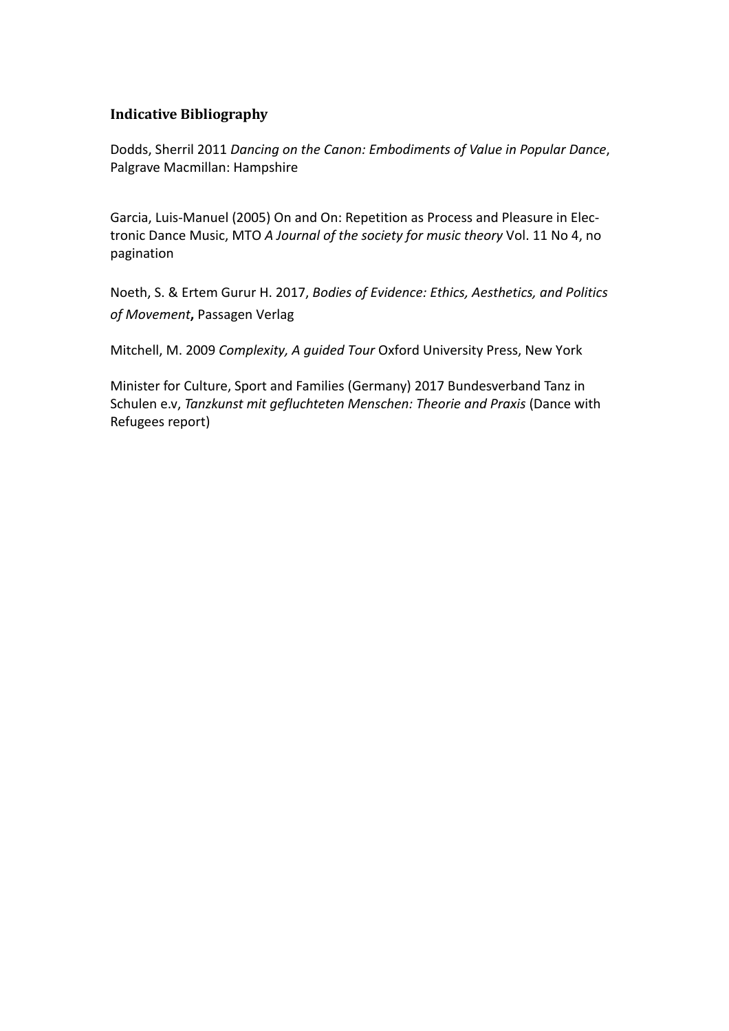**Indicative Bibliography**

Dodds, Sherril 2011 *Dancing on the Canon: Embodiments of Value in Popular Dance*, Palgrave Macmillan: Hampshire

Garcia, Luis-Manuel (2005) On and On: Repetition as Process and Pleasure in Electronic Dance Music, MTO *A Journal of the society for music theory* Vol. 11 No 4, no pagination

Noeth, S. & Ertem Gurur H. 2017, *Bodies of Evidence: Ethics, Aesthetics, and Politics of Movement*, Passagen Verlag

Mitchell, M. 2009 *Complexity, A guided Tour* Oxford University Press, New York

Minister for Culture, Sport and Families (Germany) 2017 Bundesverband Tanz in Schulen e.v, *Tanzkunst mit gefluchteten Menschen: Theorie and Praxis* (Dance with Refugees report)